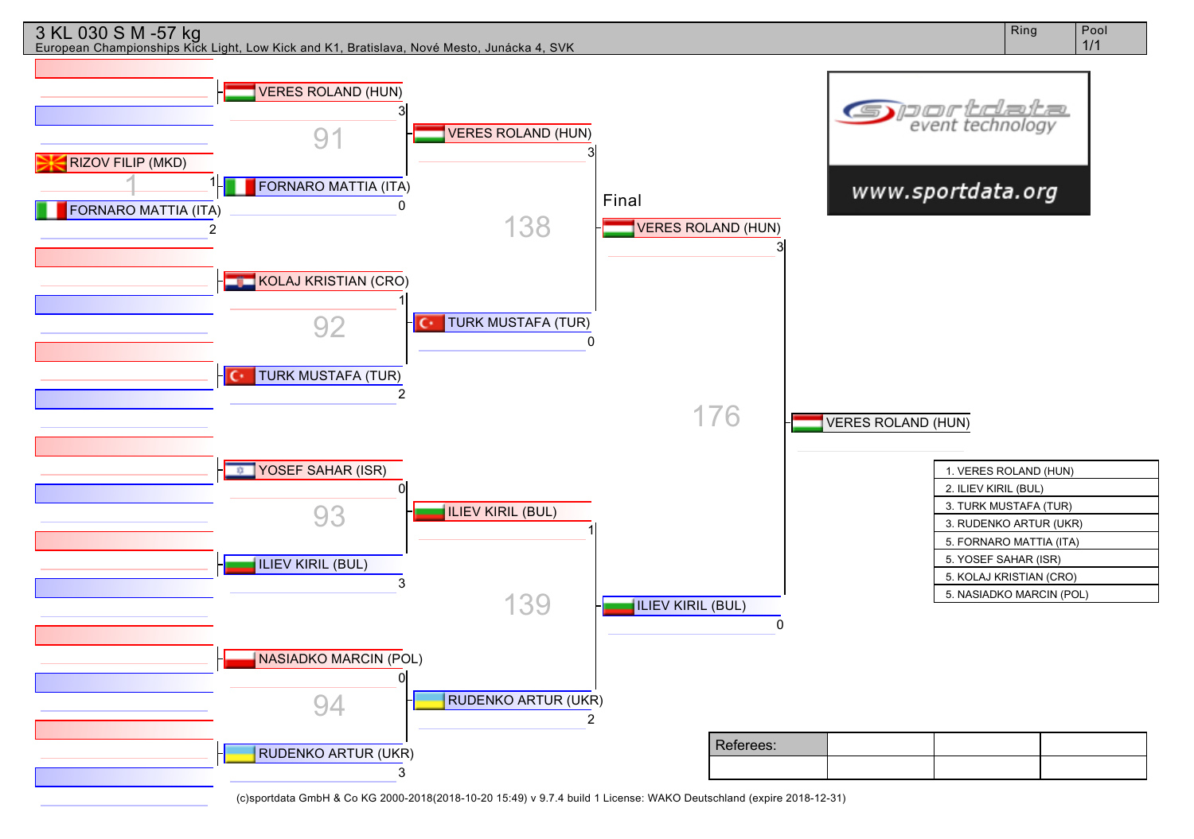# 3 KL 030 S M -57 kg

European Championships Kick Light, Low Kick and K1, Bratislava, Nové Mesto, Junácka 4, SVK

Ring | Pool 1/1

**Preliminary (Fight 1)**
- RIZOV FILIP (MKD) 1
- FORNARO MATTIA (ITA) 2

**Fight 91**
- VERES ROLAND (HUN) 3
- FORNARO MATTIA (ITA) 0

**Fight 92**
- KOLAJ KRISTIAN (CRO) 1
- TURK MUSTAFA (TUR) 2

**Fight 93**
- YOSEF SAHAR (ISR) 0
- ILIEV KIRIL (BUL) 3

**Fight 94**
- NASIADKO MARCIN (POL) 0
- RUDENKO ARTUR (UKR) 3

**Fight 138**
- VERES ROLAND (HUN) 3
- TURK MUSTAFA (TUR) 0

**Fight 139**
- ILIEV KIRIL (BUL) 1
- RUDENKO ARTUR (UKR) 2

**Final (Fight 176)**
- VERES ROLAND (HUN) 3
- ILIEV KIRIL (BUL) 0

**Winner:** VERES ROLAND (HUN)

1. VERES ROLAND (HUN)
2. ILIEV KIRIL (BUL)
3. TURK MUSTAFA (TUR)
3. RUDENKO ARTUR (UKR)
5. FORNARO MATTIA (ITA)
5. YOSEF SAHAR (ISR)
5. KOLAJ KRISTIAN (CRO)
5. NASIADKO MARCIN (POL)

sportdata event technology
www.sportdata.org

| Referees: | | | |
|---|---|---|---|
| | | | |

(c)sportdata GmbH & Co KG 2000-2018(2018-10-20 15:49) v 9.7.4 build 1 License: WAKO Deutschland (expire 2018-12-31)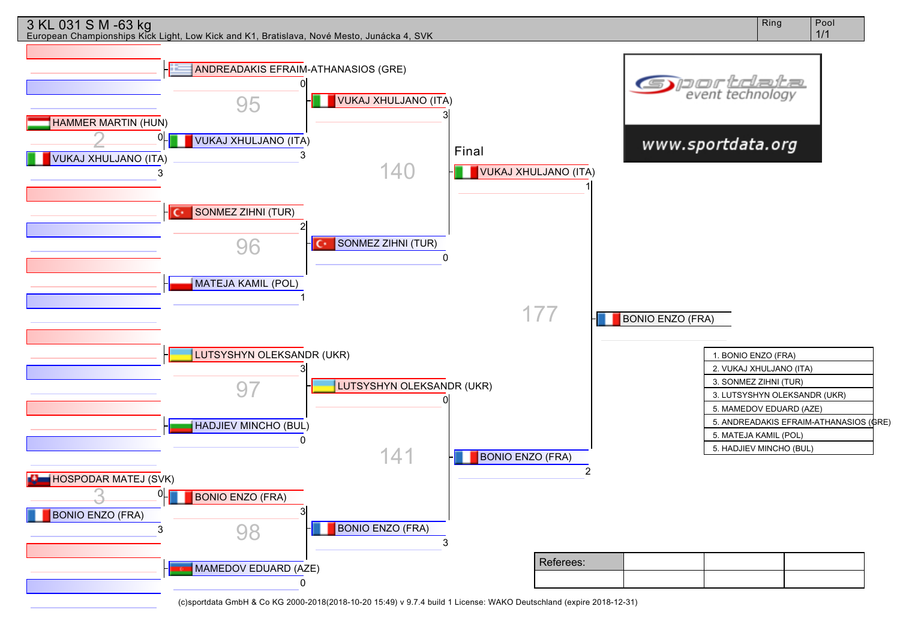# 3 KL 031 S M -63 kg

European Championships Kick Light, Low Kick and K1, Bratislava, Nové Mesto, Junácka 4, SVK

Ring | Pool 1/1

**Preliminary round**

- Fight 2: HAMMER MARTIN (HUN) 0 – VUKAJ XHULJANO (ITA) 3
- Fight 3: HOSPODAR MATEJ (SVK) 0 – BONIO ENZO (FRA) 3

**Quarterfinals**

- Fight 95: ANDREADAKIS EFRAIM-ATHANASIOS (GRE) 0 – VUKAJ XHULJANO (ITA) 3
- Fight 96: SONMEZ ZIHNI (TUR) 2 – MATEJA KAMIL (POL) 1
- Fight 97: LUTSYSHYN OLEKSANDR (UKR) 3 – HADJIEV MINCHO (BUL) 0
- Fight 98: BONIO ENZO (FRA) 3 – MAMEDOV EDUARD (AZE) 0

**Semifinals**

- Fight 140: VUKAJ XHULJANO (ITA) 3 – SONMEZ ZIHNI (TUR) 0
- Fight 141: LUTSYSHYN OLEKSANDR (UKR) 0 – BONIO ENZO (FRA) 3

**Final**

- Fight 177: VUKAJ XHULJANO (ITA) 1 – BONIO ENZO (FRA) 2

Winner: BONIO ENZO (FRA)

| Results |
|---|
| 1. BONIO ENZO (FRA) |
| 2. VUKAJ XHULJANO (ITA) |
| 3. SONMEZ ZIHNI (TUR) |
| 3. LUTSYSHYN OLEKSANDR (UKR) |
| 5. MAMEDOV EDUARD (AZE) |
| 5. ANDREADAKIS EFRAIM-ATHANASIOS (GRE) |
| 5. MATEJA KAMIL (POL) |
| 5. HADJIEV MINCHO (BUL) |

sportdata event technology www.sportdata.org

| Referees: | | | |
|---|---|---|---|
| | | | |

(c)sportdata GmbH & Co KG 2000-2018(2018-10-20 15:49) v 9.7.4 build 1 License: WAKO Deutschland (expire 2018-12-31)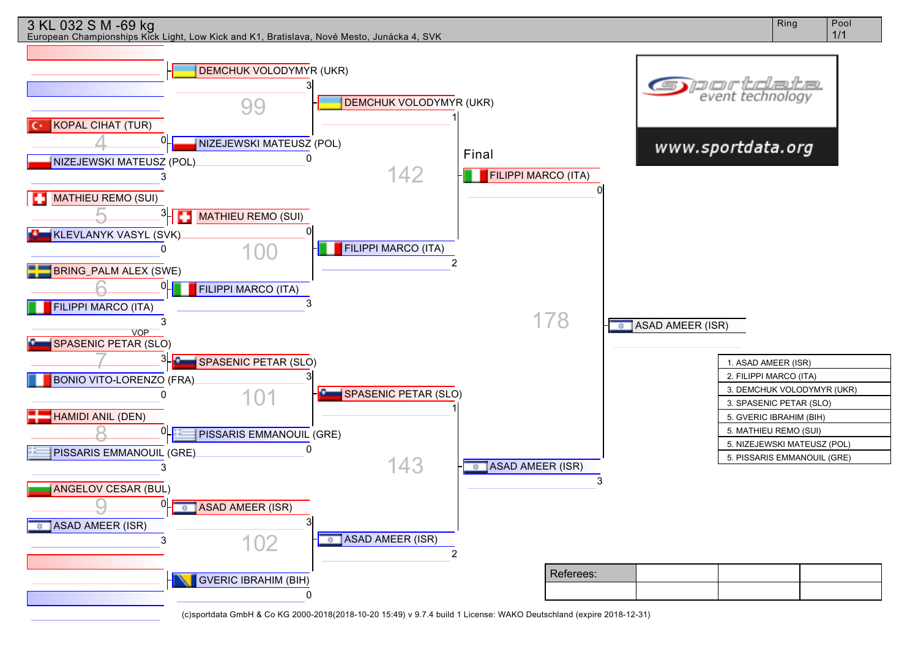# 3 KL 032 S M -69 kg

European Championships Kick Light, Low Kick and K1, Bratislava, Nové Mesto, Junácka 4, SVK

Ring | Pool 1/1

## First round

| Fight | Red | Score | Blue | Score |
|---|---|---|---|---|
| 4 | KOPAL CIHAT (TUR) | 0 | NIZEJEWSKI MATEUSZ (POL) | 3 |
| 5 | MATHIEU REMO (SUI) | 3 | KLEVLANYK VASYL (SVK) | 0 |
| 6 | BRING_PALM ALEX (SWE) | 0 | FILIPPI MARCO (ITA) | 3 |
| 7 | SPASENIC PETAR (SLO) | 3 | BONIO VITO-LORENZO (FRA) | 0 |
| 8 | HAMIDI ANIL (DEN) | 0 | PISSARIS EMMANOUIL (GRE) | 3 |
| 9 | ANGELOV CESAR (BUL) | 0 | ASAD AMEER (ISR) | 3 |

VOP

## Quarterfinals

| Fight | Red | Score | Blue | Score |
|---|---|---|---|---|
| 99 | DEMCHUK VOLODYMYR (UKR) | 3 | NIZEJEWSKI MATEUSZ (POL) | 0 |
| 100 | MATHIEU REMO (SUI) | 0 | FILIPPI MARCO (ITA) | 3 |
| 101 | SPASENIC PETAR (SLO) | 3 | PISSARIS EMMANOUIL (GRE) | 0 |
| 102 | ASAD AMEER (ISR) | 3 | GVERIC IBRAHIM (BIH) | 0 |

## Semifinals

| Fight | Red | Score | Blue | Score |
|---|---|---|---|---|
| 142 | DEMCHUK VOLODYMYR (UKR) | 1 | FILIPPI MARCO (ITA) | 2 |
| 143 | SPASENIC PETAR (SLO) | 1 | ASAD AMEER (ISR) | 2 |

## Final

| Fight | Red | Score | Blue | Score |
|---|---|---|---|---|
| 178 | FILIPPI MARCO (ITA) | 0 | ASAD AMEER (ISR) | 3 |

Winner: ASAD AMEER (ISR)

## Results

1. ASAD AMEER (ISR)
2. FILIPPI MARCO (ITA)
3. DEMCHUK VOLODYMYR (UKR)
3. SPASENIC PETAR (SLO)
5. GVERIC IBRAHIM (BIH)
5. MATHIEU REMO (SUI)
5. NIZEJEWSKI MATEUSZ (POL)
5. PISSARIS EMMANOUIL (GRE)

| Referees: | | | |
|---|---|---|---|
| | | | |

sportdata event technology
www.sportdata.org

(c)sportdata GmbH & Co KG 2000-2018(2018-10-20 15:49) v 9.7.4 build 1 License: WAKO Deutschland (expire 2018-12-31)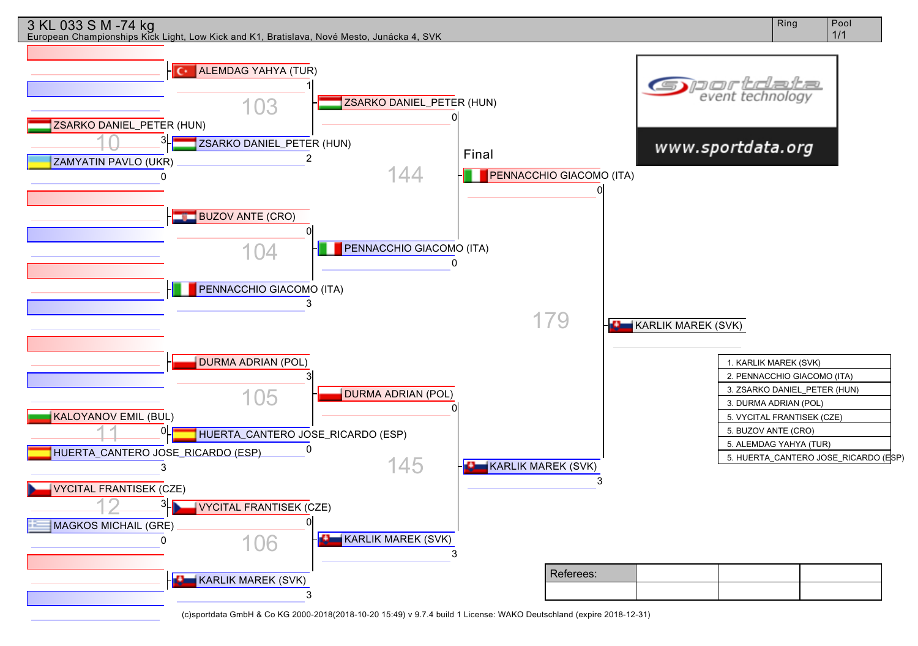# 3 KL 033 S M -74 kg

European Championships Kick Light, Low Kick and K1, Bratislava, Nové Mesto, Junácka 4, SVK

Ring | Pool 1/1

## Preliminary Round

| Fight | Competitor | Score |
|---|---|---|
| 10 | ZSARKO DANIEL_PETER (HUN) | 3 |
| 10 | ZAMYATIN PAVLO (UKR) | 0 |
| 11 | KALOYANOV EMIL (BUL) | 0 |
| 11 | HUERTA_CANTERO JOSE_RICARDO (ESP) | 3 |
| 12 | VYCITAL FRANTISEK (CZE) | 3 |
| 12 | MAGKOS MICHAIL (GRE) | 0 |

## Quarterfinals

| Fight | Competitor | Score |
|---|---|---|
| 103 | ALEMDAG YAHYA (TUR) | 1 |
| 103 | ZSARKO DANIEL_PETER (HUN) | 2 |
| 104 | BUZOV ANTE (CRO) | 0 |
| 104 | PENNACCHIO GIACOMO (ITA) | 3 |
| 105 | DURMA ADRIAN (POL) | 3 |
| 105 | HUERTA_CANTERO JOSE_RICARDO (ESP) | 0 |
| 106 | VYCITAL FRANTISEK (CZE) | 0 |
| 106 | KARLIK MAREK (SVK) | 3 |

## Semifinals

| Fight | Competitor | Score |
|---|---|---|
| 144 | ZSARKO DANIEL_PETER (HUN) | 0 |
| 144 | PENNACCHIO GIACOMO (ITA) | 0 |
| 145 | DURMA ADRIAN (POL) | 0 |
| 145 | KARLIK MAREK (SVK) | 3 |

## Final

| Fight | Competitor | Score |
|---|---|---|
| 179 | PENNACCHIO GIACOMO (ITA) | 0 |
| 179 | KARLIK MAREK (SVK) | 3 |

Winner: KARLIK MAREK (SVK)

## Results

1. KARLIK MAREK (SVK)
2. PENNACCHIO GIACOMO (ITA)
3. ZSARKO DANIEL_PETER (HUN)
3. DURMA ADRIAN (POL)
5. VYCITAL FRANTISEK (CZE)
5. BUZOV ANTE (CRO)
5. ALEMDAG YAHYA (TUR)
5. HUERTA_CANTERO JOSE_RICARDO (ESP)

www.sportdata.org

| Referees: | | | |
|---|---|---|---|
| | | | |

(c)sportdata GmbH & Co KG 2000-2018(2018-10-20 15:49) v 9.7.4 build 1 License: WAKO Deutschland (expire 2018-12-31)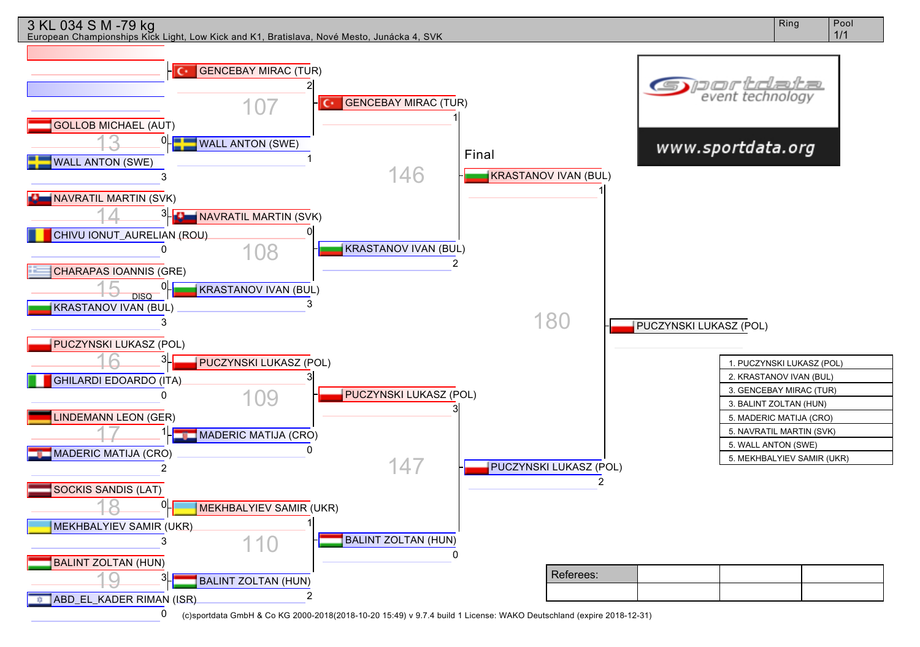# 3 KL 034 S M -79 kg

European Championships Kick Light, Low Kick and K1, Bratislava, Nové Mesto, Junácka 4, SVK

Ring | Pool 1/1

## Round 1

| Fight | Red | Score | Blue | Score |
|---|---|---|---|---|
| 13 | GOLLOB MICHAEL (AUT) | 0 | WALL ANTON (SWE) | 3 |
| 14 | NAVRATIL MARTIN (SVK) | 3 | CHIVU IONUT_AURELIAN (ROU) | 0 |
| 15 | CHARAPAS IOANNIS (GRE) | 0 DISQ | KRASTANOV IVAN (BUL) | 3 |
| 16 | PUCZYNSKI LUKASZ (POL) | 3 | GHILARDI EDOARDO (ITA) | 0 |
| 17 | LINDEMANN LEON (GER) | 1 | MADERIC MATIJA (CRO) | 2 |
| 18 | SOCKIS SANDIS (LAT) | 0 | MEKHBALYIEV SAMIR (UKR) | 3 |
| 19 | BALINT ZOLTAN (HUN) | 3 | ABD_EL_KADER RIMAN (ISR) | 0 |

## Quarterfinals

| Fight | Red | Score | Blue | Score |
|---|---|---|---|---|
| 107 | GENCEBAY MIRAC (TUR) | 2 | WALL ANTON (SWE) | 1 |
| 108 | NAVRATIL MARTIN (SVK) | 0 | KRASTANOV IVAN (BUL) | 3 |
| 109 | PUCZYNSKI LUKASZ (POL) | 3 | MADERIC MATIJA (CRO) | 0 |
| 110 | MEKHBALYIEV SAMIR (UKR) | 1 | BALINT ZOLTAN (HUN) | 2 |

## Semifinals

| Fight | Red | Score | Blue | Score |
|---|---|---|---|---|
| 146 | GENCEBAY MIRAC (TUR) | 1 | KRASTANOV IVAN (BUL) | 2 |
| 147 | PUCZYNSKI LUKASZ (POL) | 3 | BALINT ZOLTAN (HUN) | 0 |

## Final

| Fight | Red | Score | Blue | Score |
|---|---|---|---|---|
| 180 | KRASTANOV IVAN (BUL) | 1 | PUCZYNSKI LUKASZ (POL) | 2 |

Winner: PUCZYNSKI LUKASZ (POL)

## Results

1. PUCZYNSKI LUKASZ (POL)
2. KRASTANOV IVAN (BUL)
3. GENCEBAY MIRAC (TUR)
3. BALINT ZOLTAN (HUN)
5. MADERIC MATIJA (CRO)
5. NAVRATIL MARTIN (SVK)
5. WALL ANTON (SWE)
5. MEKHBALYIEV SAMIR (UKR)

sportdata event technology — www.sportdata.org

| Referees: | | | |
|---|---|---|---|
| | | | |

(c)sportdata GmbH & Co KG 2000-2018(2018-10-20 15:49) v 9.7.4 build 1 License: WAKO Deutschland (expire 2018-12-31)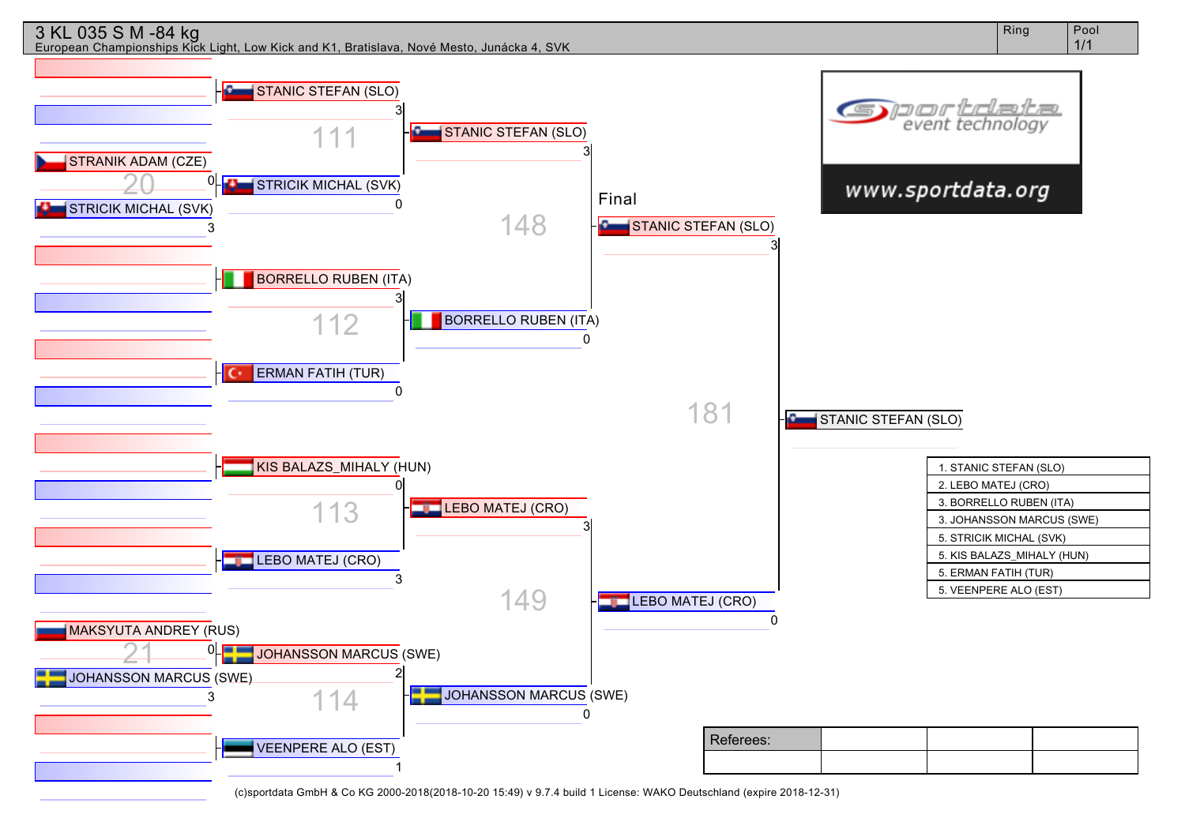# 3 KL 035 S M -84 kg

European Championships Kick Light, Low Kick and K1, Bratislava, Nové Mesto, Junácka 4, SVK

Ring | Pool 1/1

**Preliminary round**

- Match 20: STRANIK ADAM (CZE) 0 – STRICIK MICHAL (SVK) 3
- Match 21: MAKSYUTA ANDREY (RUS) 0 – JOHANSSON MARCUS (SWE) 3

**Round of 8**

- Match 111: STANIC STEFAN (SLO) 3 – STRICIK MICHAL (SVK) 0
- Match 112: BORRELLO RUBEN (ITA) 3 – ERMAN FATIH (TUR) 0
- Match 113: KIS BALAZS_MIHALY (HUN) 0 – LEBO MATEJ (CRO) 3
- Match 114: JOHANSSON MARCUS (SWE) 2 – VEENPERE ALO (EST) 1

**Semi-finals**

- Match 148: STANIC STEFAN (SLO) 3 – BORRELLO RUBEN (ITA) 0
- Match 149: LEBO MATEJ (CRO) 3 – JOHANSSON MARCUS (SWE) 0

**Final**

- Match 181: STANIC STEFAN (SLO) 3 – LEBO MATEJ (CRO) 0

Winner: STANIC STEFAN (SLO)

| Ranking |
|---|
| 1. STANIC STEFAN (SLO) |
| 2. LEBO MATEJ (CRO) |
| 3. BORRELLO RUBEN (ITA) |
| 3. JOHANSSON MARCUS (SWE) |
| 5. STRICIK MICHAL (SVK) |
| 5. KIS BALAZS_MIHALY (HUN) |
| 5. ERMAN FATIH (TUR) |
| 5. VEENPERE ALO (EST) |

www.sportdata.org

| Referees: | | | |
|---|---|---|---|
| | | | |

(c)sportdata GmbH & Co KG 2000-2018(2018-10-20 15:49) v 9.7.4 build 1 License: WAKO Deutschland (expire 2018-12-31)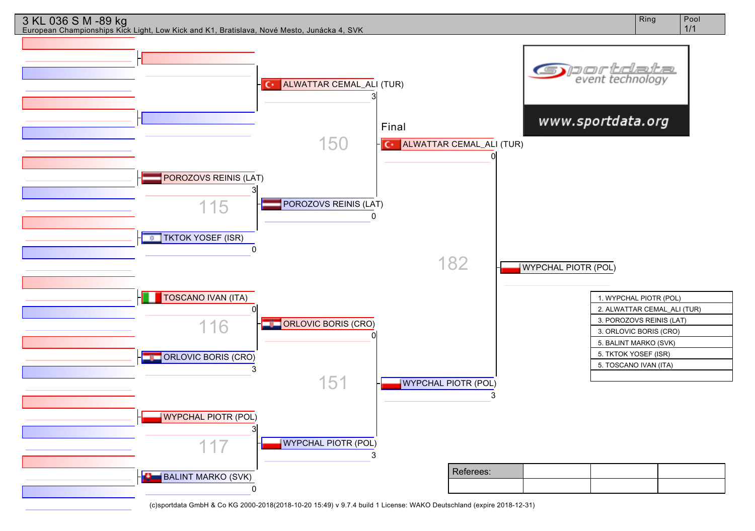# 3 KL 036 S M -89 kg

European Championships Kick Light, Low Kick and K1, Bratislava, Nové Mesto, Junácka 4, SVK

| Ring | Pool |
|---|---|
| | 1/1 |

www.sportdata.org

**Round 1**

- POROZOVS REINIS (LAT) 3 vs TKTOK YOSEF (ISR) 0 — 115
- TOSCANO IVAN (ITA) 0 vs ORLOVIC BORIS (CRO) 3 — 116
- WYPCHAL PIOTR (POL) 3 vs BALINT MARKO (SVK) 0 — 117

**Semifinals**

- ALWATTAR CEMAL_ALI (TUR) 3 vs POROZOVS REINIS (LAT) 0 — 150
- ORLOVIC BORIS (CRO) 0 vs WYPCHAL PIOTR (POL) 3 — 151

**Final**

- ALWATTAR CEMAL_ALI (TUR) 0 vs WYPCHAL PIOTR (POL) 3 — 182

**Winner:** WYPCHAL PIOTR (POL)

| Results |
|---|
| 1. WYPCHAL PIOTR (POL) |
| 2. ALWATTAR CEMAL_ALI (TUR) |
| 3. POROZOVS REINIS (LAT) |
| 3. ORLOVIC BORIS (CRO) |
| 5. BALINT MARKO (SVK) |
| 5. TKTOK YOSEF (ISR) |
| 5. TOSCANO IVAN (ITA) |

| Referees: | | | |
|---|---|---|---|
| | | | |

(c)sportdata GmbH & Co KG 2000-2018(2018-10-20 15:49) v 9.7.4 build 1 License: WAKO Deutschland (expire 2018-12-31)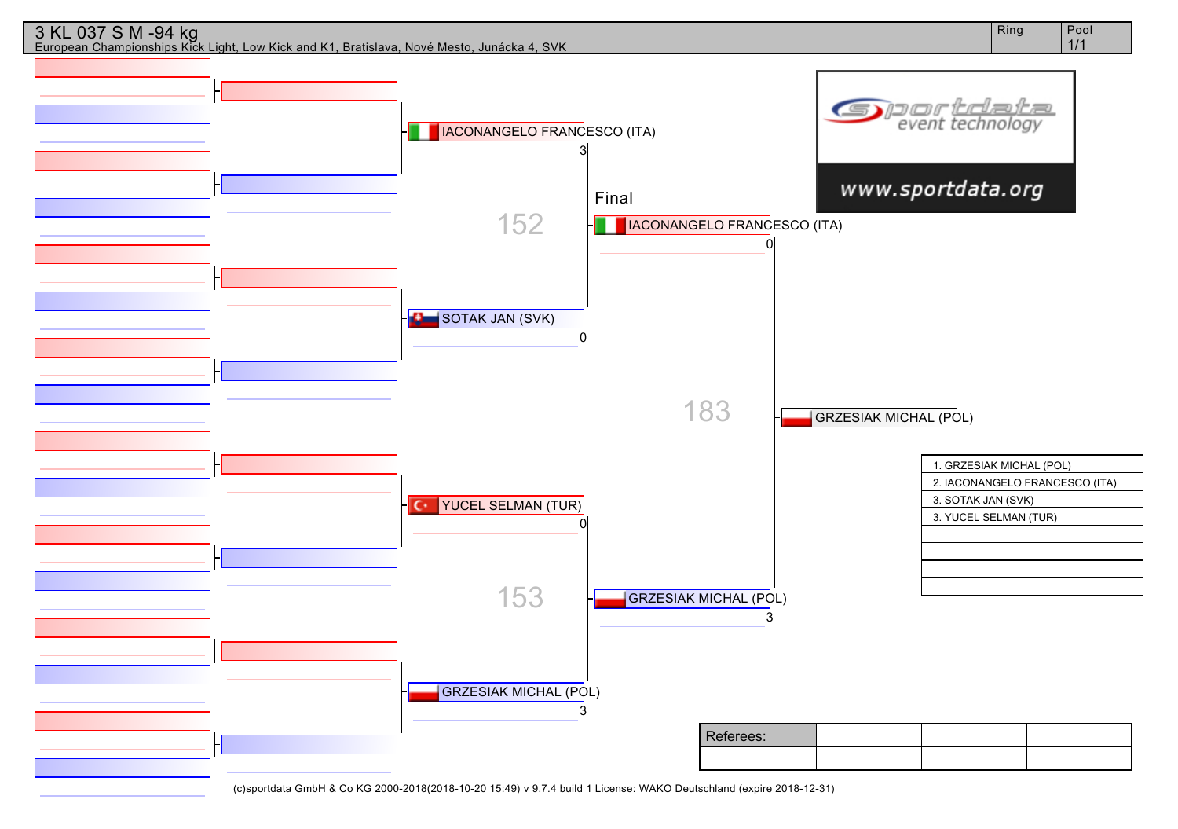# 3 KL 037 S M -94 kg

European Championships Kick Light, Low Kick and K1, Bratislava, Nové Mesto, Junácka 4, SVK

| Ring | Pool |
| --- | --- |
| | 1/1 |

**Semi-final 152**

- IACONANGELO FRANCESCO (ITA) — 3
- SOTAK JAN (SVK) — 0

**Semi-final 153**

- YUCEL SELMAN (TUR) — 0
- GRZESIAK MICHAL (POL) — 3

**Final 183**

- IACONANGELO FRANCESCO (ITA) — 0
- GRZESIAK MICHAL (POL) — 3

Winner: GRZESIAK MICHAL (POL)

| Results |
| --- |
| 1. GRZESIAK MICHAL (POL) |
| 2. IACONANGELO FRANCESCO (ITA) |
| 3. SOTAK JAN (SVK) |
| 3. YUCEL SELMAN (TUR) |

| Referees: | | | |
| --- | --- | --- | --- |
| | | | |

www.sportdata.org

(c)sportdata GmbH & Co KG 2000-2018(2018-10-20 15:49) v 9.7.4 build 1 License: WAKO Deutschland (expire 2018-12-31)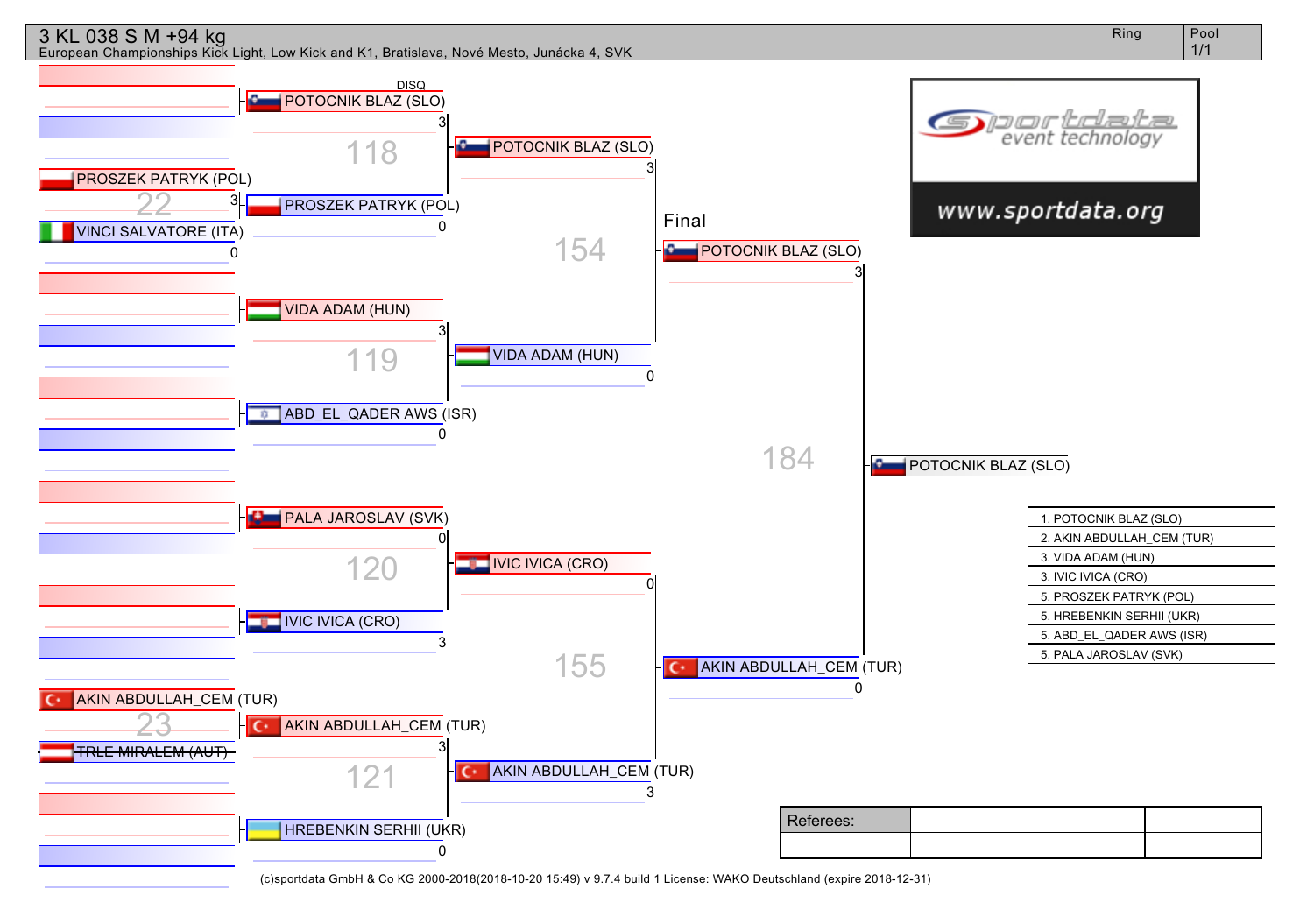# 3 KL 038 S M +94 kg

European Championships Kick Light, Low Kick and K1, Bratislava, Nové Mesto, Junácka 4, SVK

Ring | Pool 1/1

**Round 1**

- Fight 22: PROSZEK PATRYK (POL) 3 – VINCI SALVATORE (ITA) 0
- Fight 23: AKIN ABDULLAH_CEM (TUR) – ~~TRLE MIRALEM (AUT)~~

**Round 2**

- Fight 118: POTOCNIK BLAZ (SLO) 3 (DISQ) – PROSZEK PATRYK (POL) 0
- Fight 119: VIDA ADAM (HUN) 3 – ABD_EL_QADER AWS (ISR) 0
- Fight 120: PALA JAROSLAV (SVK) 0 – IVIC IVICA (CRO) 3
- Fight 121: AKIN ABDULLAH_CEM (TUR) 3 – HREBENKIN SERHII (UKR) 0

**Semifinals**

- Fight 154: POTOCNIK BLAZ (SLO) 3 – VIDA ADAM (HUN) 0
- Fight 155: IVIC IVICA (CRO) 0 – AKIN ABDULLAH_CEM (TUR) 3

**Final**

- Fight 184: POTOCNIK BLAZ (SLO) 3 – AKIN ABDULLAH_CEM (TUR) 0

Winner: POTOCNIK BLAZ (SLO)

| Ranking |
|---|
| 1. POTOCNIK BLAZ (SLO) |
| 2. AKIN ABDULLAH_CEM (TUR) |
| 3. VIDA ADAM (HUN) |
| 3. IVIC IVICA (CRO) |
| 5. PROSZEK PATRYK (POL) |
| 5. HREBENKIN SERHII (UKR) |
| 5. ABD_EL_QADER AWS (ISR) |
| 5. PALA JAROSLAV (SVK) |

| Referees: | | | |
|---|---|---|---|
| | | | |

sportdata event technology – www.sportdata.org

(c)sportdata GmbH & Co KG 2000-2018(2018-10-20 15:49) v 9.7.4 build 1 License: WAKO Deutschland (expire 2018-12-31)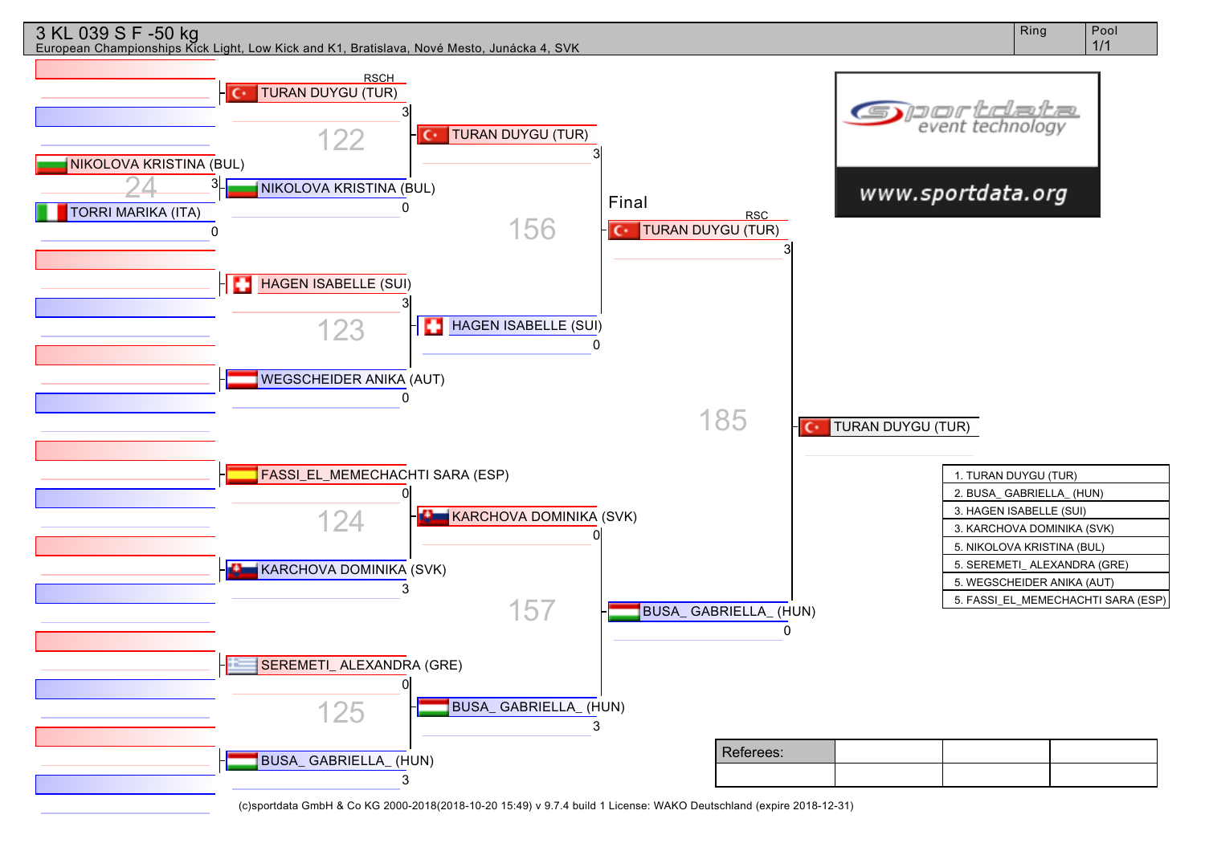# 3 KL 039 S F -50 kg

European Championships Kick Light, Low Kick and K1, Bratislava, Nové Mesto, Junácka 4, SVK

Ring | Pool 1/1

**Preliminary (24):**
- NIKOLOVA KRISTINA (BUL) 3
- TORRI MARIKA (ITA) 0

**Round 1:**

| Fight | Competitor | Score |
|---|---|---|
| 122 | TURAN DUYGU (TUR) (RSCH) | 3 |
| 122 | NIKOLOVA KRISTINA (BUL) | 0 |
| 123 | HAGEN ISABELLE (SUI) | 3 |
| 123 | WEGSCHEIDER ANIKA (AUT) | 0 |
| 124 | FASSI_EL_MEMECHACHTI SARA (ESP) | 0 |
| 124 | KARCHOVA DOMINIKA (SVK) | 3 |
| 125 | SEREMETI_ ALEXANDRA (GRE) | 0 |
| 125 | BUSA_ GABRIELLA_ (HUN) | 3 |

**Semifinals:**

| Fight | Competitor | Score |
|---|---|---|
| 156 | TURAN DUYGU (TUR) | 3 |
| 156 | HAGEN ISABELLE (SUI) | 0 |
| 157 | KARCHOVA DOMINIKA (SVK) | 0 |
| 157 | BUSA_ GABRIELLA_ (HUN) | 3 |

**Final (185):**

| Competitor | Score |
|---|---|
| TURAN DUYGU (TUR) (RSC) | 3 |
| BUSA_ GABRIELLA_ (HUN) | 0 |

**Winner:** TURAN DUYGU (TUR)

| Rank |
|---|
| 1. TURAN DUYGU (TUR) |
| 2. BUSA_ GABRIELLA_ (HUN) |
| 3. HAGEN ISABELLE (SUI) |
| 3. KARCHOVA DOMINIKA (SVK) |
| 5. NIKOLOVA KRISTINA (BUL) |
| 5. SEREMETI_ ALEXANDRA (GRE) |
| 5. WEGSCHEIDER ANIKA (AUT) |
| 5. FASSI_EL_MEMECHACHTI SARA (ESP) |

sportdata event technology
www.sportdata.org

| Referees: | | | |
|---|---|---|---|
| | | | |

(c)sportdata GmbH & Co KG 2000-2018(2018-10-20 15:49) v 9.7.4 build 1 License: WAKO Deutschland (expire 2018-12-31)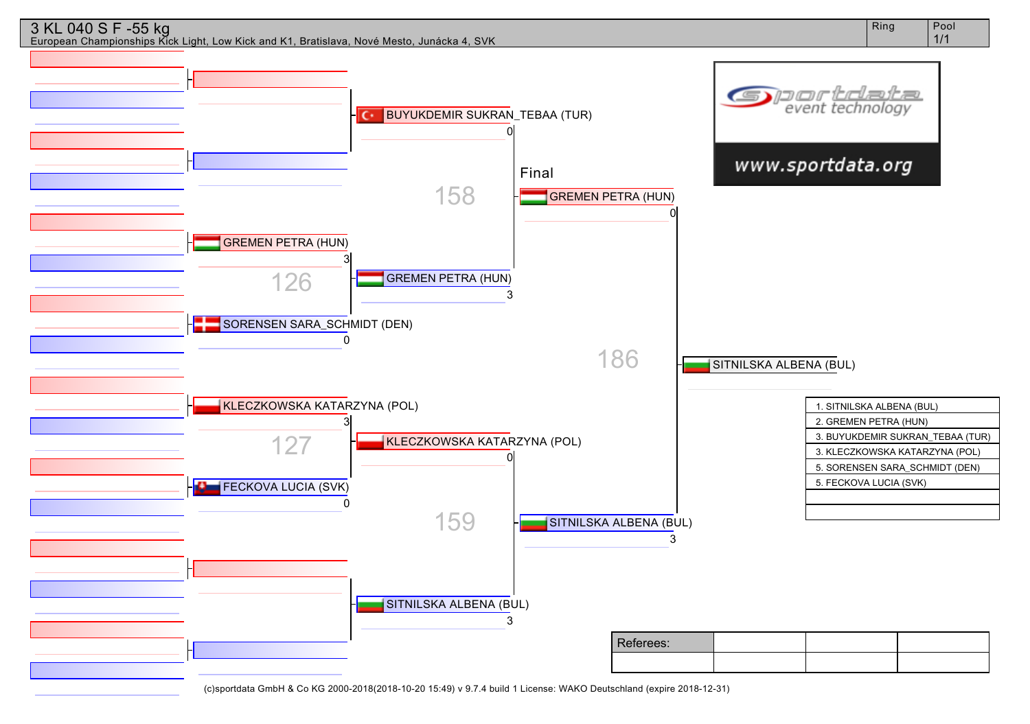# 3 KL 040 S F -55 kg

European Championships Kick Light, Low Kick and K1, Bratislava, Nové Mesto, Junácka 4, SVK

| Ring | Pool |
|---|---|
| | 1/1 |

**Round 1**

- Bout 126: GREMEN PETRA (HUN) 3 – SORENSEN SARA_SCHMIDT (DEN) 0
- Bout 127: KLECZKOWSKA KATARZYNA (POL) 3 – FECKOVA LUCIA (SVK) 0

**Semi-finals**

- Bout 158: BUYUKDEMIR SUKRAN_TEBAA (TUR) 0 – GREMEN PETRA (HUN) 3
- Bout 159: KLECZKOWSKA KATARZYNA (POL) 0 – SITNILSKA ALBENA (BUL) 3

**Final**

- Bout 186: GREMEN PETRA (HUN) 0 – SITNILSKA ALBENA (BUL) 3

Winner: SITNILSKA ALBENA (BUL)

| Ranking |
|---|
| 1. SITNILSKA ALBENA (BUL) |
| 2. GREMEN PETRA (HUN) |
| 3. BUYUKDEMIR SUKRAN_TEBAA (TUR) |
| 3. KLECZKOWSKA KATARZYNA (POL) |
| 5. SORENSEN SARA_SCHMIDT (DEN) |
| 5. FECKOVA LUCIA (SVK) |
| |
| |

sportdata event technology
www.sportdata.org

| Referees: | | | |
|---|---|---|---|
| | | | |

(c)sportdata GmbH & Co KG 2000-2018(2018-10-20 15:49) v 9.7.4 build 1 License: WAKO Deutschland (expire 2018-12-31)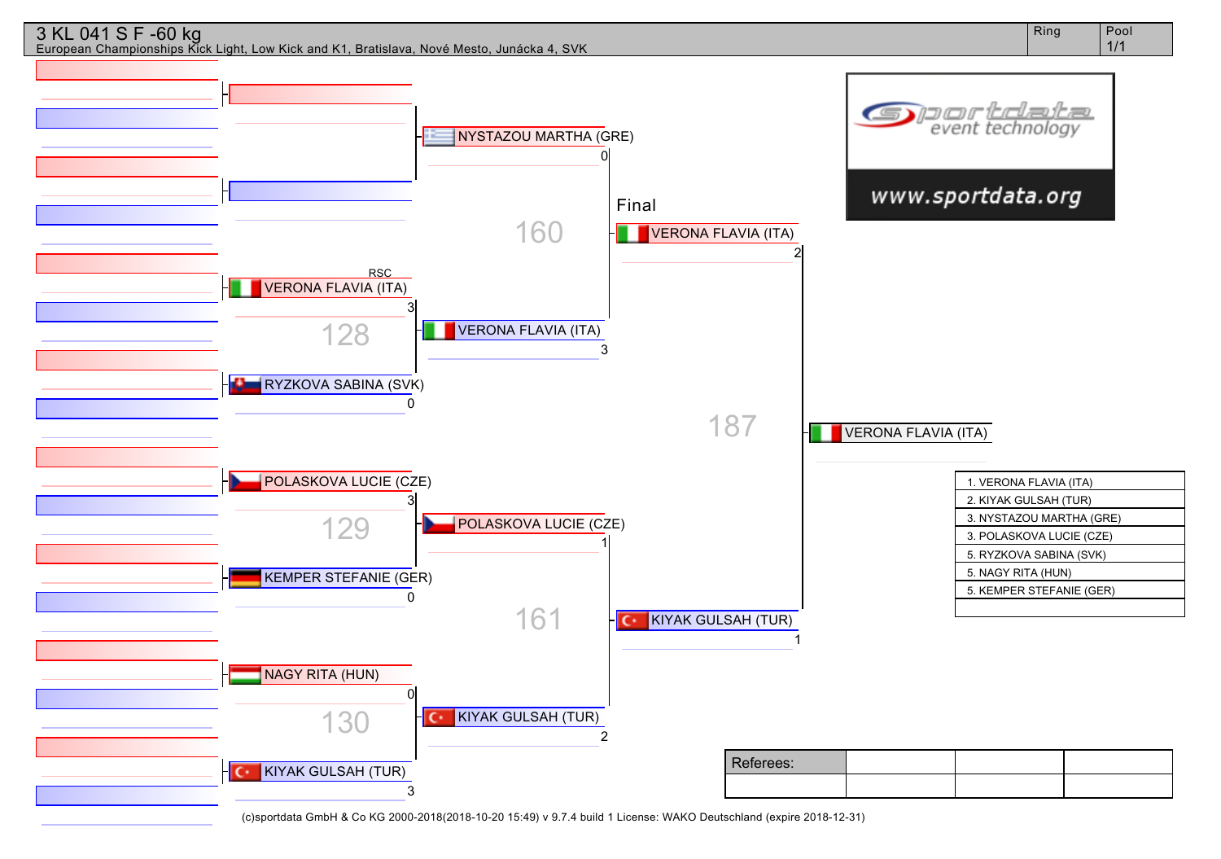# 3 KL 041 S F -60 kg

European Championships Kick Light, Low Kick and K1, Bratislava, Nové Mesto, Junácka 4, SVK

Ring | Pool 1/1

NYSTAZOU MARTHA (GRE) 0

RSC
VERONA FLAVIA (ITA) 3

128

RYZKOVA SABINA (SVK) 0

VERONA FLAVIA (ITA) 3

160

Final

VERONA FLAVIA (ITA) 2

POLASKOVA LUCIE (CZE) 3

129

KEMPER STEFANIE (GER) 0

POLASKOVA LUCIE (CZE) 1

161

NAGY RITA (HUN) 0

130

KIYAK GULSAH (TUR) 3

KIYAK GULSAH (TUR) 2

KIYAK GULSAH (TUR) 1

187

VERONA FLAVIA (ITA)

www.sportdata.org

| |
|---|
| 1. VERONA FLAVIA (ITA) |
| 2. KIYAK GULSAH (TUR) |
| 3. NYSTAZOU MARTHA (GRE) |
| 3. POLASKOVA LUCIE (CZE) |
| 5. RYZKOVA SABINA (SVK) |
| 5. NAGY RITA (HUN) |
| 5. KEMPER STEFANIE (GER) |
| |

| Referees: | | | |
|---|---|---|---|
| | | | |

(c)sportdata GmbH & Co KG 2000-2018(2018-10-20 15:49) v 9.7.4 build 1 License: WAKO Deutschland (expire 2018-12-31)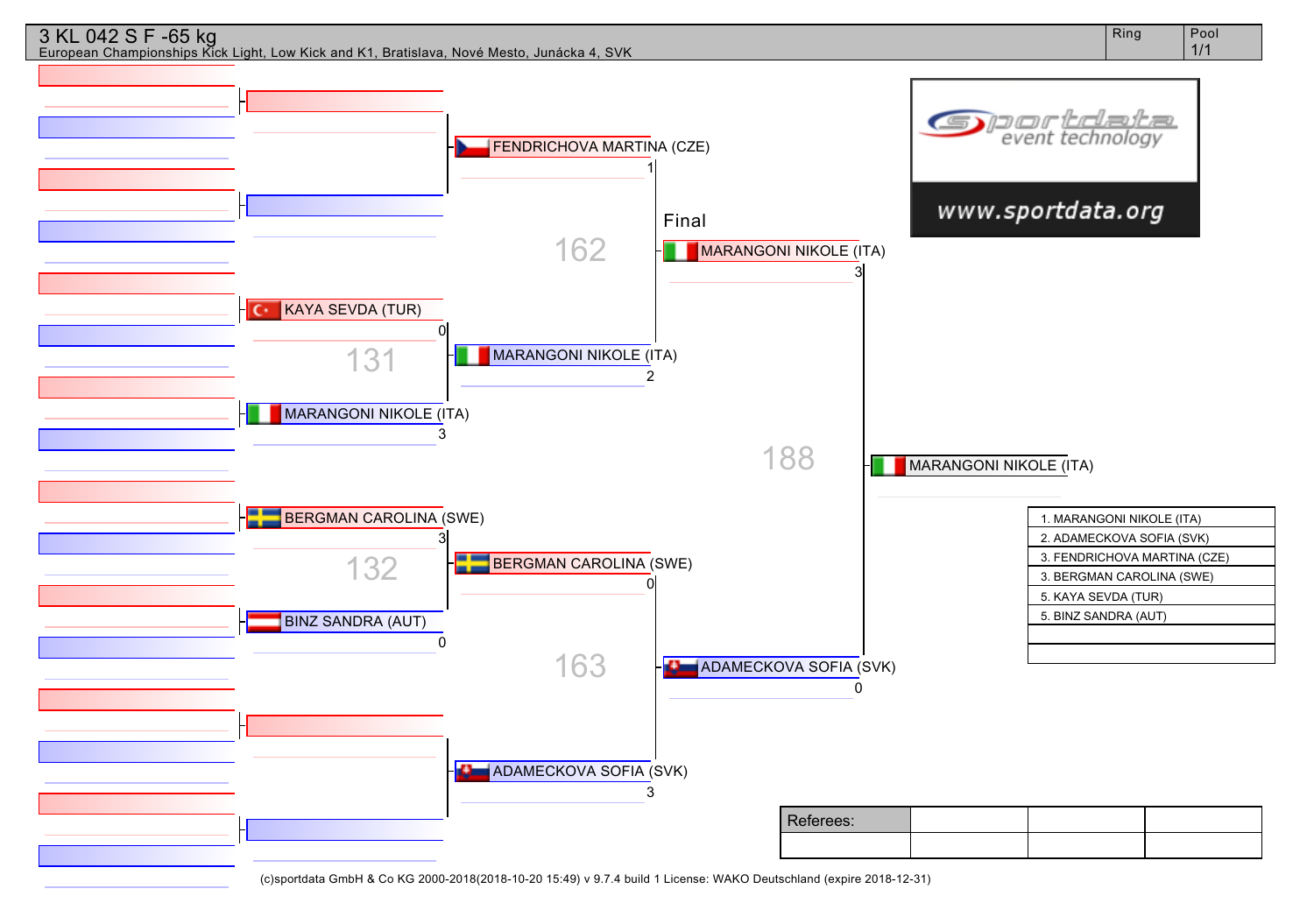# 3 KL 042 S F -65 kg

European Championships Kick Light, Low Kick and K1, Bratislava, Nové Mesto, Junácka 4, SVK

Ring | Pool 1/1

**Round 1**

- 131: KAYA SEVDA (TUR) 0 – MARANGONI NIKOLE (ITA) 3
- 132: BERGMAN CAROLINA (SWE) 3 – BINZ SANDRA (AUT) 0

**Semifinals**

- 162: FENDRICHOVA MARTINA (CZE) 1 – MARANGONI NIKOLE (ITA) 2
- 163: BERGMAN CAROLINA (SWE) 0 – ADAMECKOVA SOFIA (SVK) 3

**Final**

- 188: MARANGONI NIKOLE (ITA) 3 – ADAMECKOVA SOFIA (SVK) 0

Winner: MARANGONI NIKOLE (ITA)

| Ranking |
| --- |
| 1. MARANGONI NIKOLE (ITA) |
| 2. ADAMECKOVA SOFIA (SVK) |
| 3. FENDRICHOVA MARTINA (CZE) |
| 3. BERGMAN CAROLINA (SWE) |
| 5. KAYA SEVDA (TUR) |
| 5. BINZ SANDRA (AUT) |

| Referees: | | | |
| --- | --- | --- | --- |
| | | | |

(c)sportdata GmbH & Co KG 2000-2018(2018-10-20 15:49) v 9.7.4 build 1 License: WAKO Deutschland (expire 2018-12-31)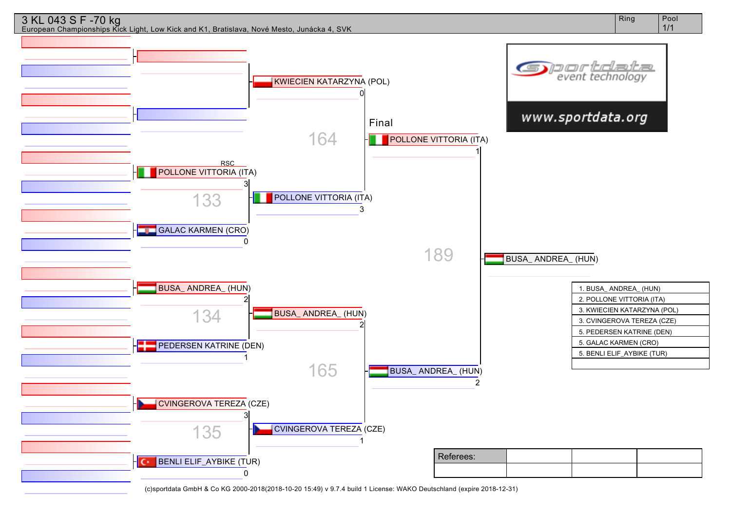# 3 KL 043 S F -70 kg

European Championships Kick Light, Low Kick and K1, Bratislava, Nové Mesto, Junácka 4, SVK

Ring | Pool 1/1

**Round 1**

- RSC — POLLONE VITTORIA (ITA) 3 vs GALAC KARMEN (CRO) 0 — Fight 133
- BUSA_ ANDREA_ (HUN) 2 vs PEDERSEN KATRINE (DEN) 1 — Fight 134
- CVINGEROVA TEREZA (CZE) 3 vs BENLI ELIF_AYBIKE (TUR) 0 — Fight 135

**Semi-finals**

- KWIECIEN KATARZYNA (POL) 0 vs POLLONE VITTORIA (ITA) 3 — Fight 164
- BUSA_ ANDREA_ (HUN) 2 vs CVINGEROVA TEREZA (CZE) 1 — Fight 165

**Final**

- POLLONE VITTORIA (ITA) 1 vs BUSA_ ANDREA_ (HUN) 2 — Fight 189

Winner: BUSA_ ANDREA_ (HUN)

| Results |
|---|
| 1. BUSA_ ANDREA_ (HUN) |
| 2. POLLONE VITTORIA (ITA) |
| 3. KWIECIEN KATARZYNA (POL) |
| 3. CVINGEROVA TEREZA (CZE) |
| 5. PEDERSEN KATRINE (DEN) |
| 5. GALAC KARMEN (CRO) |
| 5. BENLI ELIF_AYBIKE (TUR) |

sportdata event technology — www.sportdata.org

| Referees: | | | |
|---|---|---|---|
| | | | |

(c)sportdata GmbH & Co KG 2000-2018(2018-10-20 15:49) v 9.7.4 build 1 License: WAKO Deutschland (expire 2018-12-31)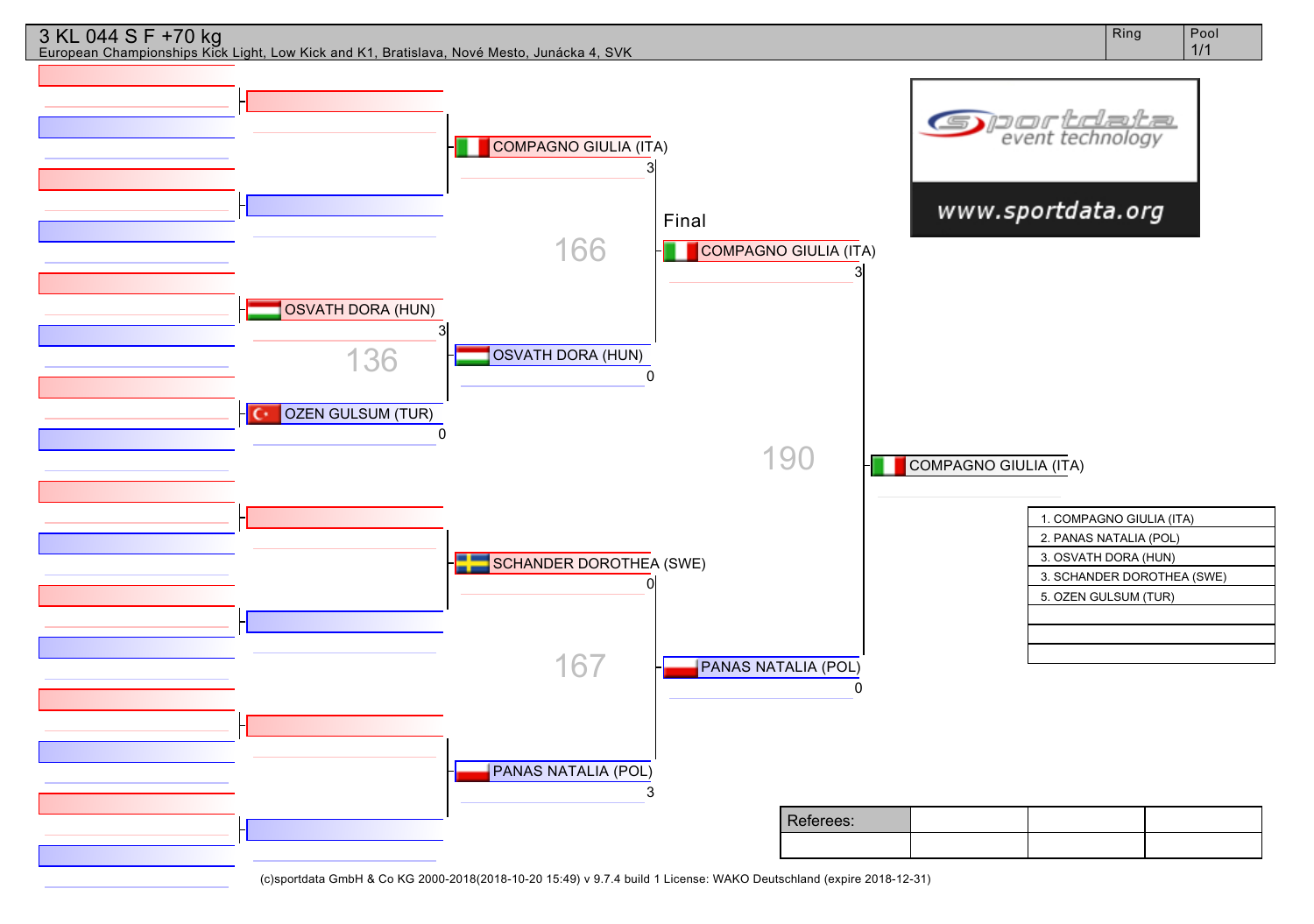# 3 KL 044 S F +70 kg

European Championships Kick Light, Low Kick and K1, Bratislava, Nové Mesto, Junácka 4, SVK

Ring | Pool 1/1

**Round 2**

- OSVATH DORA (HUN) 3 vs OZEN GULSUM (TUR) 0 — 136

**Semi-finals**

- COMPAGNO GIULIA (ITA) 3 vs OSVATH DORA (HUN) 0 — 166
- SCHANDER DOROTHEA (SWE) 0 vs PANAS NATALIA (POL) 3 — 167

**Final**

- COMPAGNO GIULIA (ITA) 3 vs PANAS NATALIA (POL) 0 — 190

**Winner:** COMPAGNO GIULIA (ITA)

| Results |
|---|
| 1. COMPAGNO GIULIA (ITA) |
| 2. PANAS NATALIA (POL) |
| 3. OSVATH DORA (HUN) |
| 3. SCHANDER DOROTHEA (SWE) |
| 5. OZEN GULSUM (TUR) |
| |
| |
| |

| Referees: | | | |
|---|---|---|---|
| | | | |

(c)sportdata GmbH & Co KG 2000-2018(2018-10-20 15:49) v 9.7.4 build 1 License: WAKO Deutschland (expire 2018-12-31)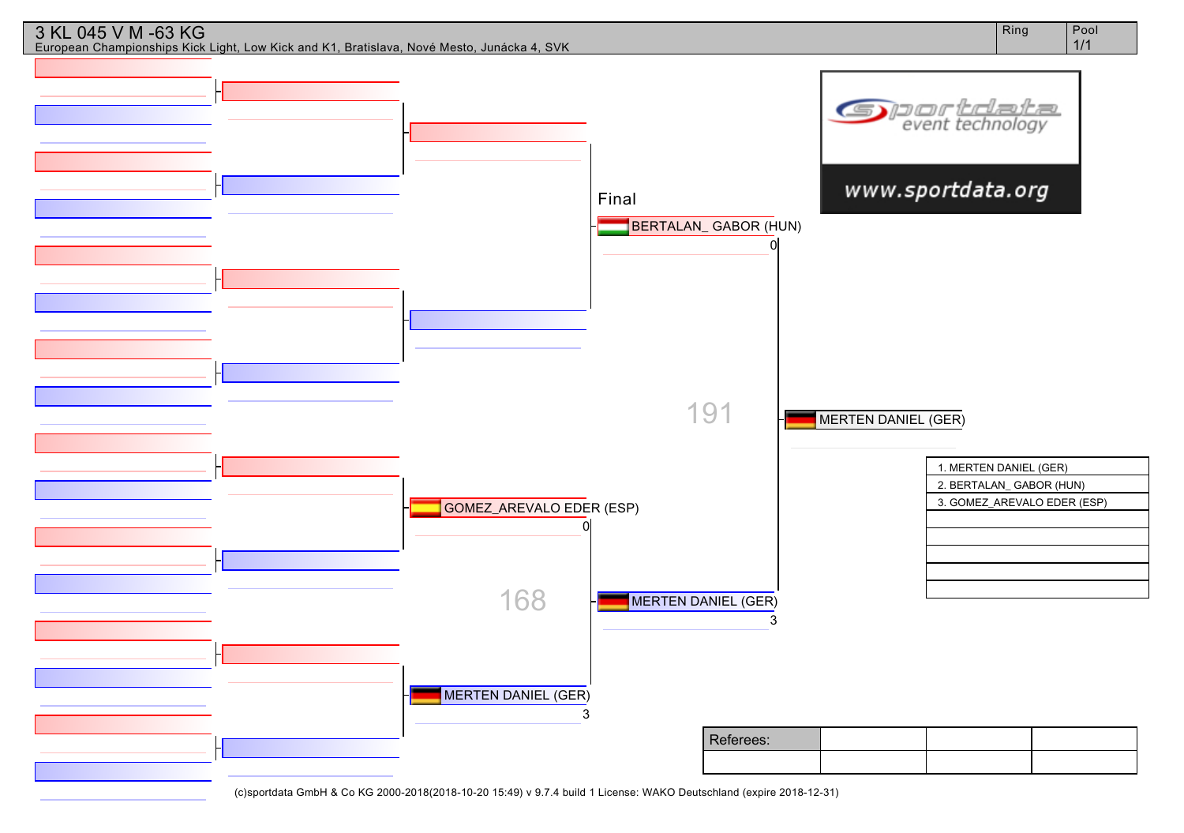# 3 KL 045 V M -63 KG

European Championships Kick Light, Low Kick and K1, Bratislava, Nové Mesto, Junácka 4, SVK

| Ring | Pool |
| --- | --- |
| | 1/1 |

Final

BERTALAN_ GABOR (HUN) 0

191

MERTEN DANIEL (GER)

GOMEZ_AREVALO EDER (ESP) 0

168

MERTEN DANIEL (GER) 3

MERTEN DANIEL (GER) 3

www.sportdata.org

| |
| --- |
| 1. MERTEN DANIEL (GER) |
| 2. BERTALAN_ GABOR (HUN) |
| 3. GOMEZ_AREVALO EDER (ESP) |
| |
| |
| |
| |
| |

| Referees: | | | |
| --- | --- | --- | --- |
| | | | |

(c)sportdata GmbH & Co KG 2000-2018(2018-10-20 15:49) v 9.7.4 build 1 License: WAKO Deutschland (expire 2018-12-31)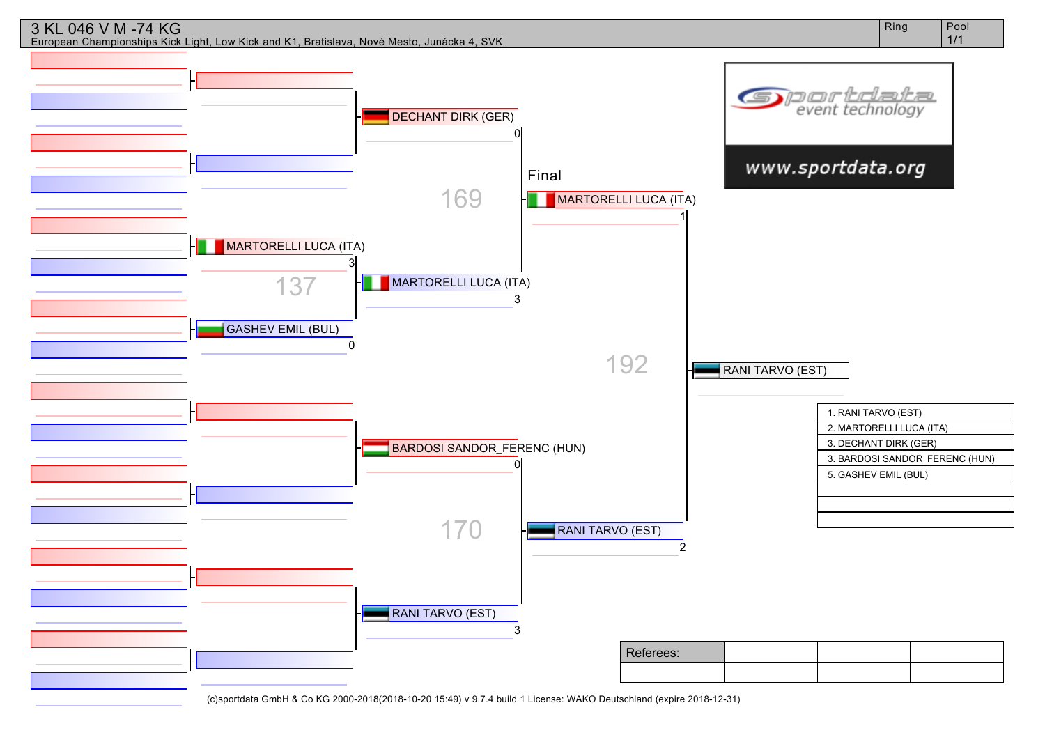# 3 KL 046 V M -74 KG

European Championships Kick Light, Low Kick and K1, Bratislava, Nové Mesto, Junácka 4, SVK

| Ring | Pool |
| --- | --- |
| | 1/1 |

**Fight 137**

- MARTORELLI LUCA (ITA) — 3
- GASHEV EMIL (BUL) — 0

**Fight 169**

- DECHANT DIRK (GER) — 0
- MARTORELLI LUCA (ITA) — 3

**Fight 170**

- BARDOSI SANDOR_FERENC (HUN) — 0
- RANI TARVO (EST) — 3

**Final — Fight 192**

- MARTORELLI LUCA (ITA) — 1
- RANI TARVO (EST) — 2

Winner: RANI TARVO (EST)

| Ranking |
| --- |
| 1. RANI TARVO (EST) |
| 2. MARTORELLI LUCA (ITA) |
| 3. DECHANT DIRK (GER) |
| 3. BARDOSI SANDOR_FERENC (HUN) |
| 5. GASHEV EMIL (BUL) |
| |
| |
| |

| Referees: | | | |
| --- | --- | --- | --- |
| | | | |

(c)sportdata GmbH & Co KG 2000-2018(2018-10-20 15:49) v 9.7.4 build 1 License: WAKO Deutschland (expire 2018-12-31)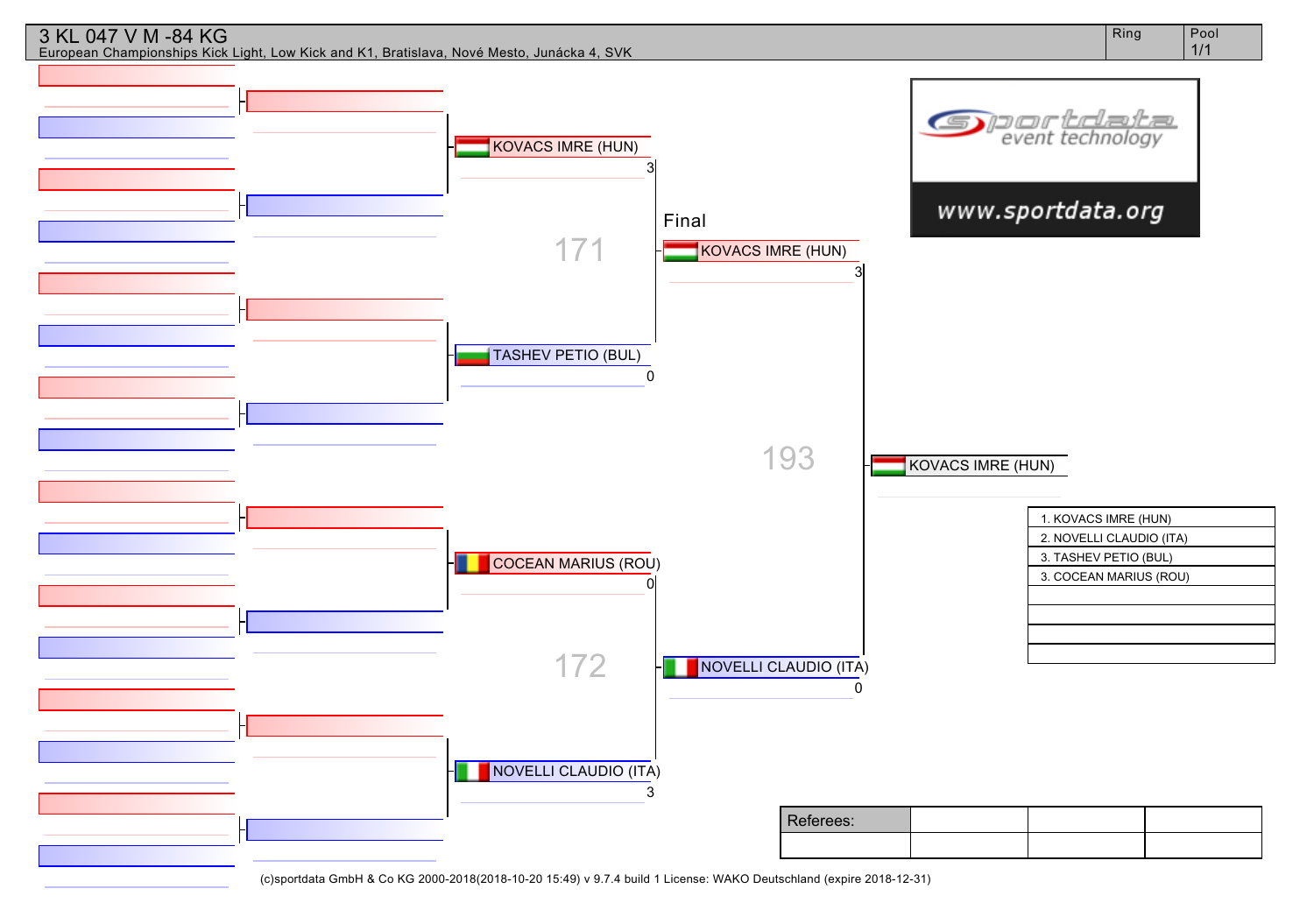# 3 KL 047 V M -84 KG

European Championships Kick Light, Low Kick and K1, Bratislava, Nové Mesto, Junácka 4, SVK

| Ring | Pool |
|---|---|
| | 1/1 |

**Semi-final 171**

- KOVACS IMRE (HUN) — 3
- TASHEV PETIO (BUL) — 0

**Semi-final 172**

- COCEAN MARIUS (ROU) — 0
- NOVELLI CLAUDIO (ITA) — 3

**Final 193**

- KOVACS IMRE (HUN) — 3
- NOVELLI CLAUDIO (ITA) — 0

Winner: KOVACS IMRE (HUN)

| Ranking |
|---|
| 1. KOVACS IMRE (HUN) |
| 2. NOVELLI CLAUDIO (ITA) |
| 3. TASHEV PETIO (BUL) |
| 3. COCEAN MARIUS (ROU) |

sportdata event technology
www.sportdata.org

| Referees: | | | |
|---|---|---|---|
| | | | |

(c)sportdata GmbH & Co KG 2000-2018(2018-10-20 15:49) v 9.7.4 build 1 License: WAKO Deutschland (expire 2018-12-31)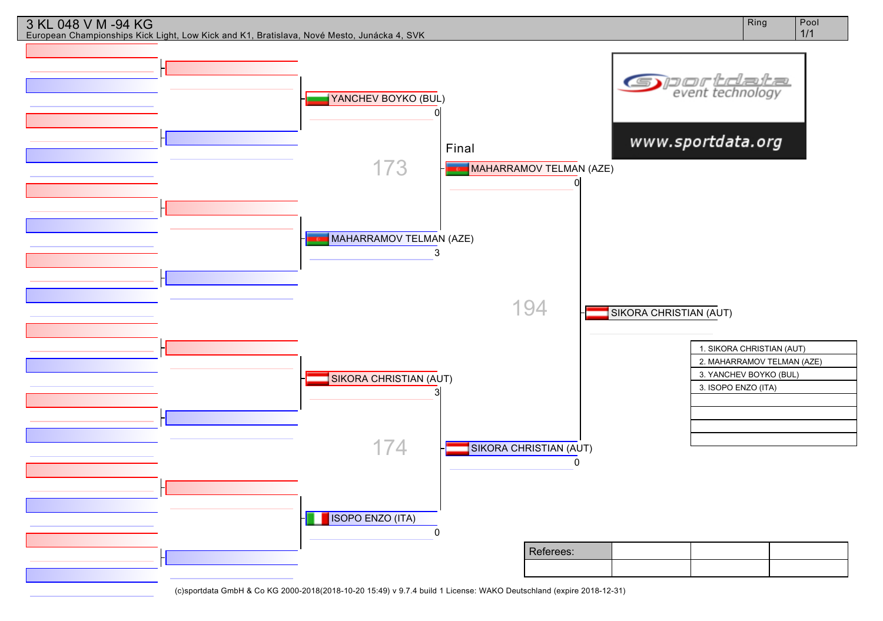# 3 KL 048 V M -94 KG

European Championships Kick Light, Low Kick and K1, Bratislava, Nové Mesto, Junácka 4, SVK

Ring | Pool 1/1

YANCHEV BOYKO (BUL)
0

173

MAHARRAMOV TELMAN (AZE)
3

Final

MAHARRAMOV TELMAN (AZE)
0

194

SIKORA CHRISTIAN (AUT)

SIKORA CHRISTIAN (AUT)
3

174

ISOPO ENZO (ITA)
0

SIKORA CHRISTIAN (AUT)
0

| Ranking |
|---|
| 1. SIKORA CHRISTIAN (AUT) |
| 2. MAHARRAMOV TELMAN (AZE) |
| 3. YANCHEV BOYKO (BUL) |
| 3. ISOPO ENZO (ITA) |

| Referees: | | | |
|---|---|---|---|
| | | | |

(c)sportdata GmbH & Co KG 2000-2018(2018-10-20 15:49) v 9.7.4 build 1 License: WAKO Deutschland (expire 2018-12-31)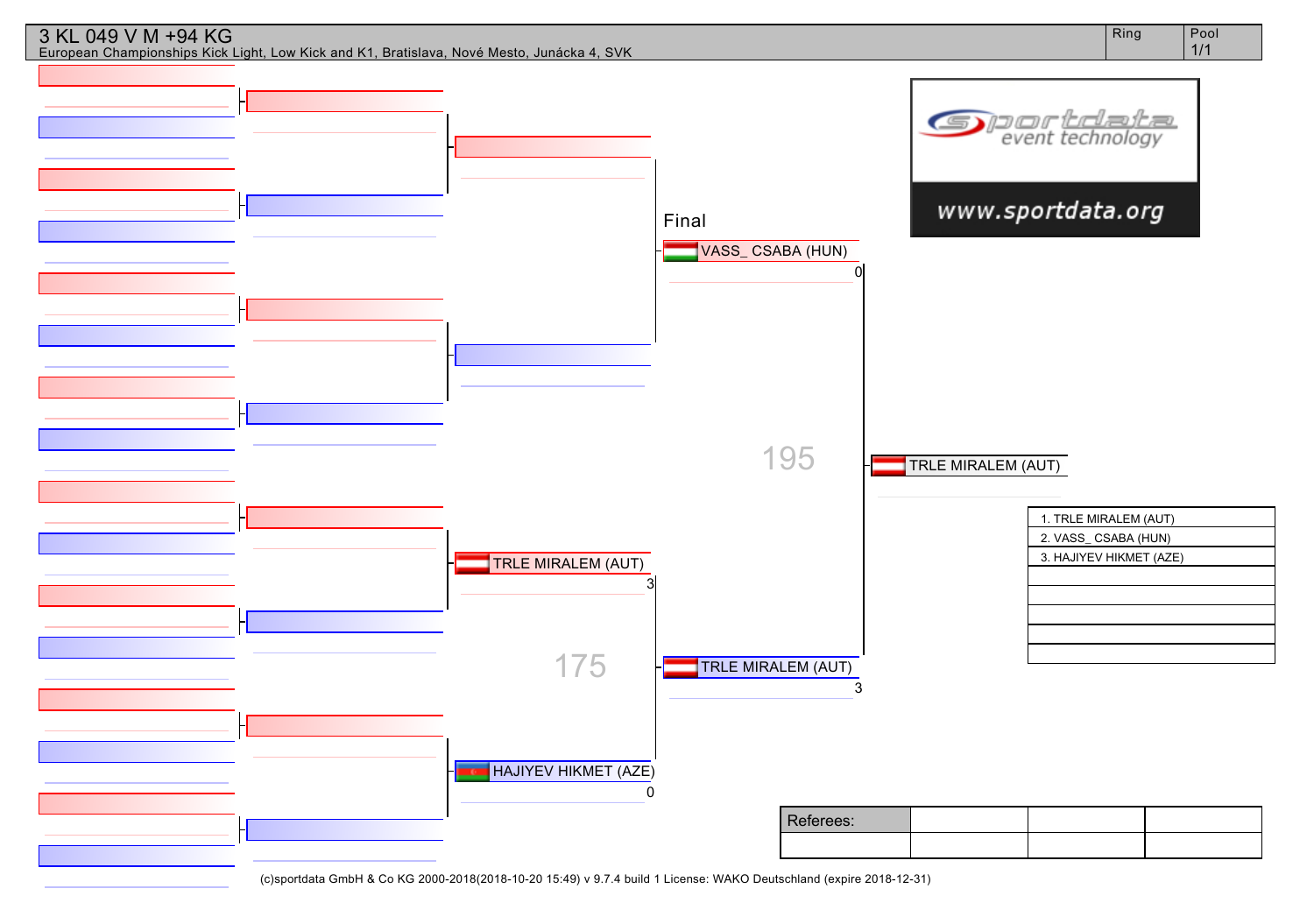# 3 KL 049 V M +94 KG

European Championships Kick Light, Low Kick and K1, Bratislava, Nové Mesto, Junácka 4, SVK

| Ring | Pool |
| --- | --- |
| | 1/1 |

**Semifinals**

| Bout | Fighter | Score |
| --- | --- | --- |
| 175 | TRLE MIRALEM (AUT) | 3 |
| | HAJIYEV HIKMET (AZE) | 0 |

**Final**

| Bout | Fighter | Score |
| --- | --- | --- |
| 195 | VASS_ CSABA (HUN) | 0 |
| | TRLE MIRALEM (AUT) | 3 |

Winner: TRLE MIRALEM (AUT)

| Results |
| --- |
| 1. TRLE MIRALEM (AUT) |
| 2. VASS_ CSABA (HUN) |
| 3. HAJIYEV HIKMET (AZE) |

Referees:

(c)sportdata GmbH & Co KG 2000-2018(2018-10-20 15:49) v 9.7.4 build 1 License: WAKO Deutschland (expire 2018-12-31)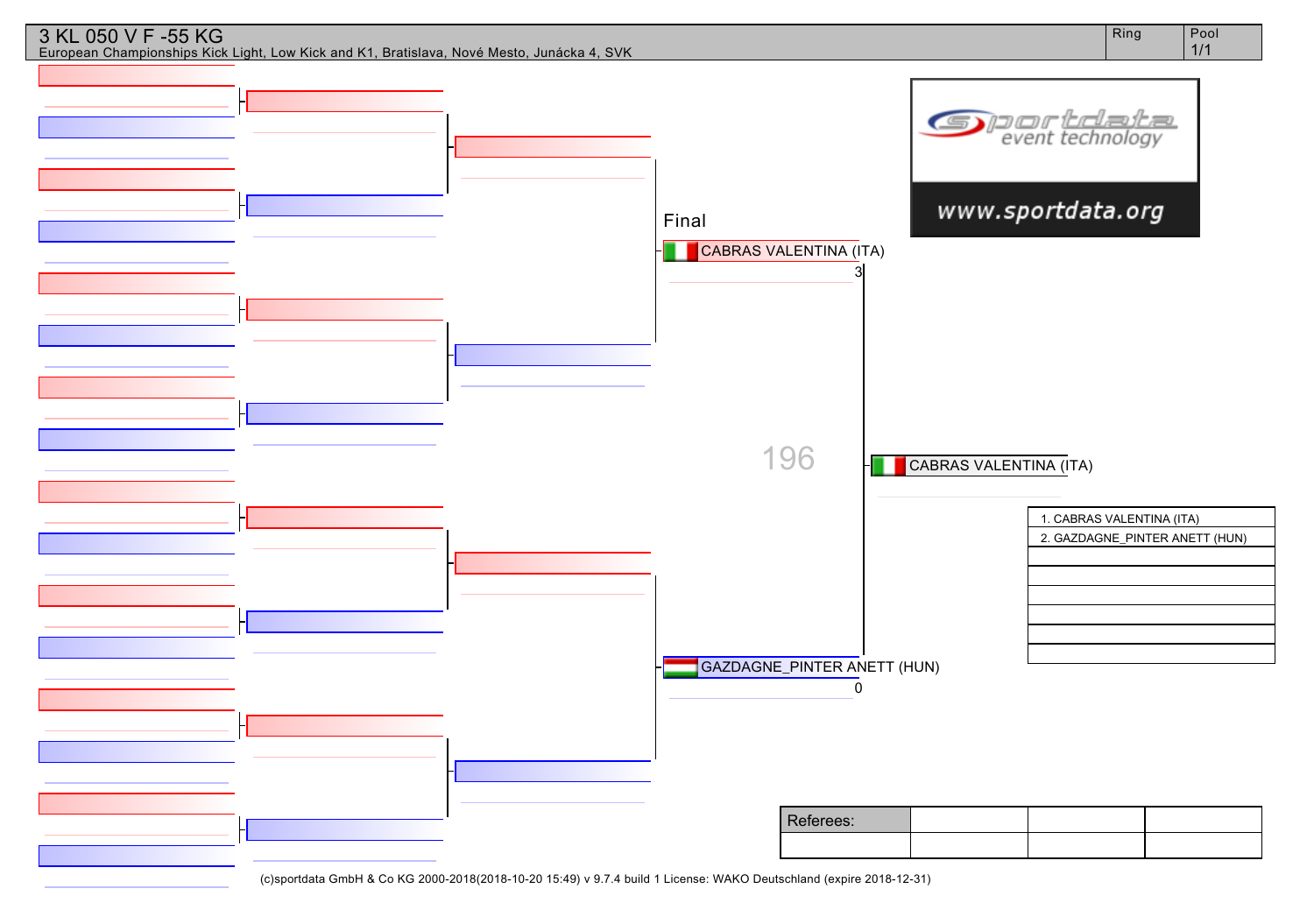# 3 KL 050 V F -55 KG

European Championships Kick Light, Low Kick and K1, Bratislava, Nové Mesto, Junácka 4, SVK

Ring

Pool 1/1

Final

CABRAS VALENTINA (ITA)

3

196

CABRAS VALENTINA (ITA)

GAZDAGNE_PINTER ANETT (HUN)

0

| | |
|---|---|
| 1. CABRAS VALENTINA (ITA) | |
| 2. GAZDAGNE_PINTER ANETT (HUN) | |
| | |
| | |
| | |
| | |
| | |
| | |

| Referees: | | | |
|---|---|---|---|
| | | | |

(c)sportdata GmbH & Co KG 2000-2018(2018-10-20 15:49) v 9.7.4 build 1 License: WAKO Deutschland (expire 2018-12-31)